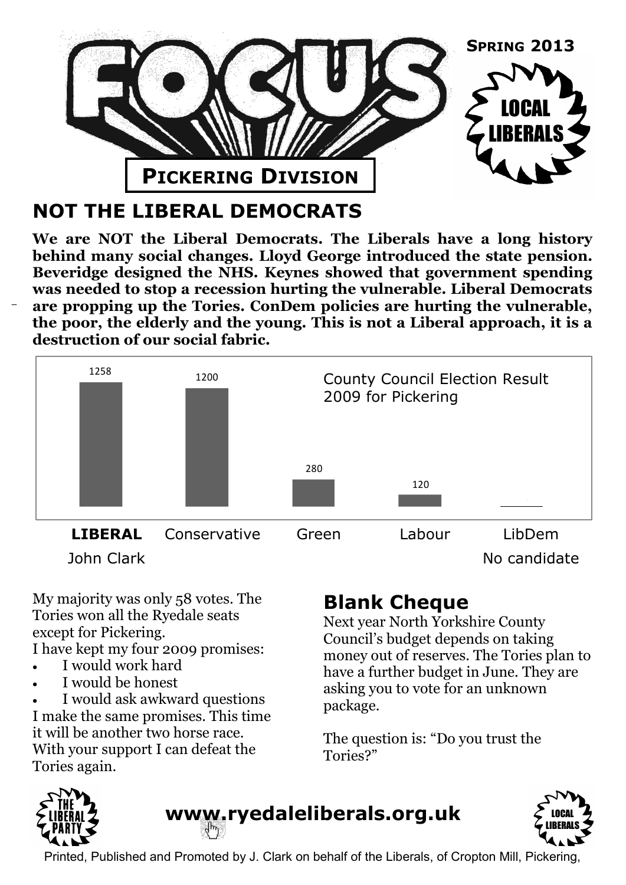# FOCUS

**Spring 2013**

LOCAL LIBERALS

**Pickering Division**

## NOT THE LIBERAL DEMOCRATS

**We are NOT the Liberal Democrats. The Liberals have a long history behind many social changes. Lloyd George introduced the state pension. Beveridge designed the NHS. Keynes showed that government spending was needed to stop a recession hurting the vulnerable. Liberal Democrats are propping up the Tories. ConDem policies are hurting the vulnerable, the poor, the elderly and the young. This is not a Liberal approach, it is a destruction of our social fabric.**

County Council Election Result 2009 for Pickering

| Party | Votes |
|---|---|
| **LIBERAL** John Clark | 1258 |
| Conservative | 1200 |
| Green | 280 |
| Labour | 120 |
| LibDem | No candidate |

My majority was only 58 votes. The Tories won all the Ryedale seats except for Pickering.

I have kept my four 2009 promises:

- I would work hard
- I would be honest
- I would ask awkward questions

I make the same promises. This time it will be another two horse race. With your support I can defeat the Tories again.

## Blank Cheque

Next year North Yorkshire County Council's budget depends on taking money out of reserves. The Tories plan to have a further budget in June. They are asking you to vote for an unknown package.

The question is: "Do you trust the Tories?"

THE LIBERAL PARTY

**www.ryedaleliberals.org.uk**

LOCAL LIBERALS

Printed, Published and Promoted by J. Clark on behalf of the Liberals, of Cropton Mill, Pickering,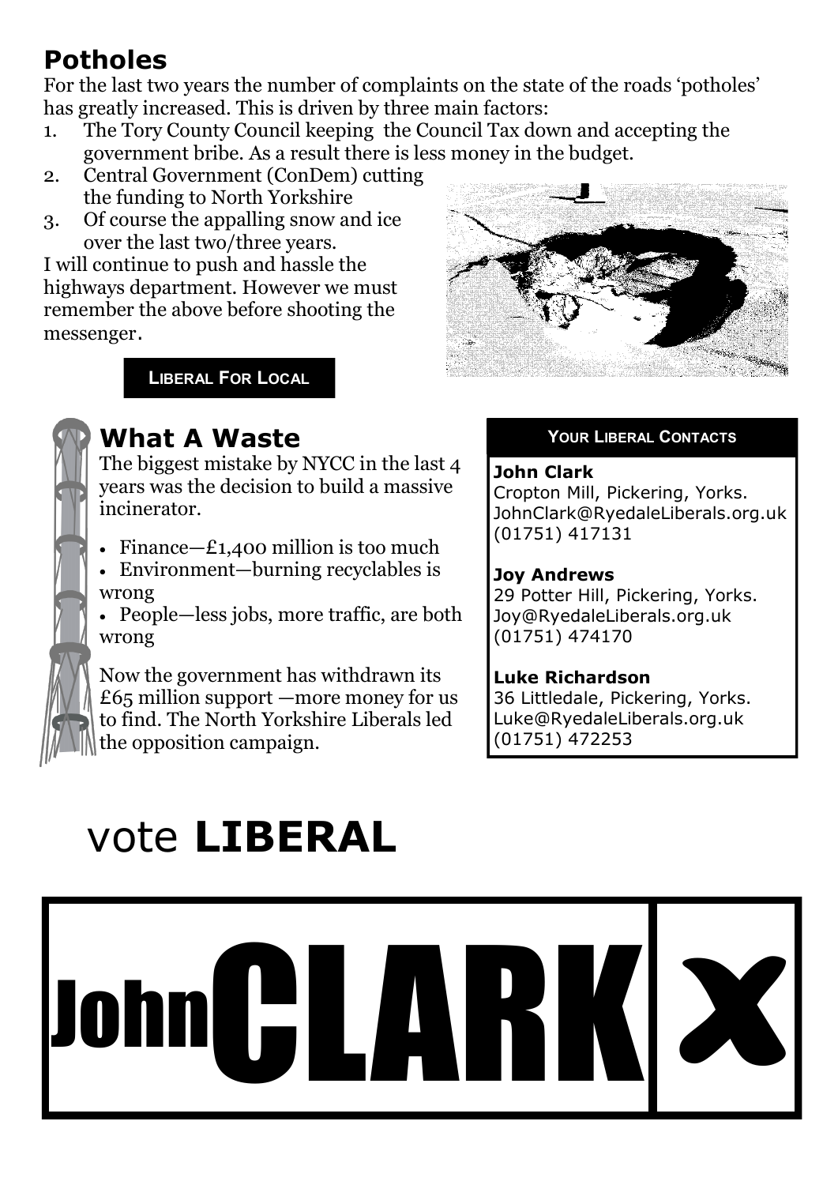## Potholes

For the last two years the number of complaints on the state of the roads 'potholes' has greatly increased. This is driven by three main factors:

1. The Tory County Council keeping the Council Tax down and accepting the government bribe. As a result there is less money in the budget.
2. Central Government (ConDem) cutting the funding to North Yorkshire
3. Of course the appalling snow and ice over the last two/three years.

I will continue to push and hassle the highways department. However we must remember the above before shooting the messenger.

**LIBERAL FOR LOCAL**

## What A Waste

The biggest mistake by NYCC in the last 4 years was the decision to build a massive incinerator.

- Finance—£1,400 million is too much
- Environment—burning recyclables is wrong
- People—less jobs, more traffic, are both wrong

Now the government has withdrawn its £65 million support —more money for us to find. The North Yorkshire Liberals led the opposition campaign.

**YOUR LIBERAL CONTACTS**

**John Clark**
Cropton Mill, Pickering, Yorks.
JohnClark@RyedaleLiberals.org.uk
(01751) 417131

**Joy Andrews**
29 Potter Hill, Pickering, Yorks.
Joy@RyedaleLiberals.org.uk
(01751) 474170

**Luke Richardson**
36 Littledale, Pickering, Yorks.
Luke@RyedaleLiberals.org.uk
(01751) 472253

# vote **LIBERAL**

# John CLARK X